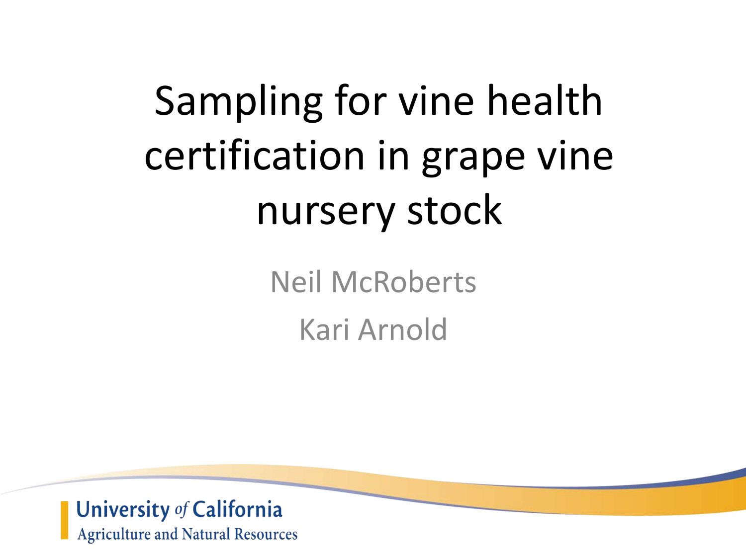# Sampling for vine health certification in grape vine nursery stock

Neil McRoberts

Kari Arnold

University *of* California
Agriculture and Natural Resources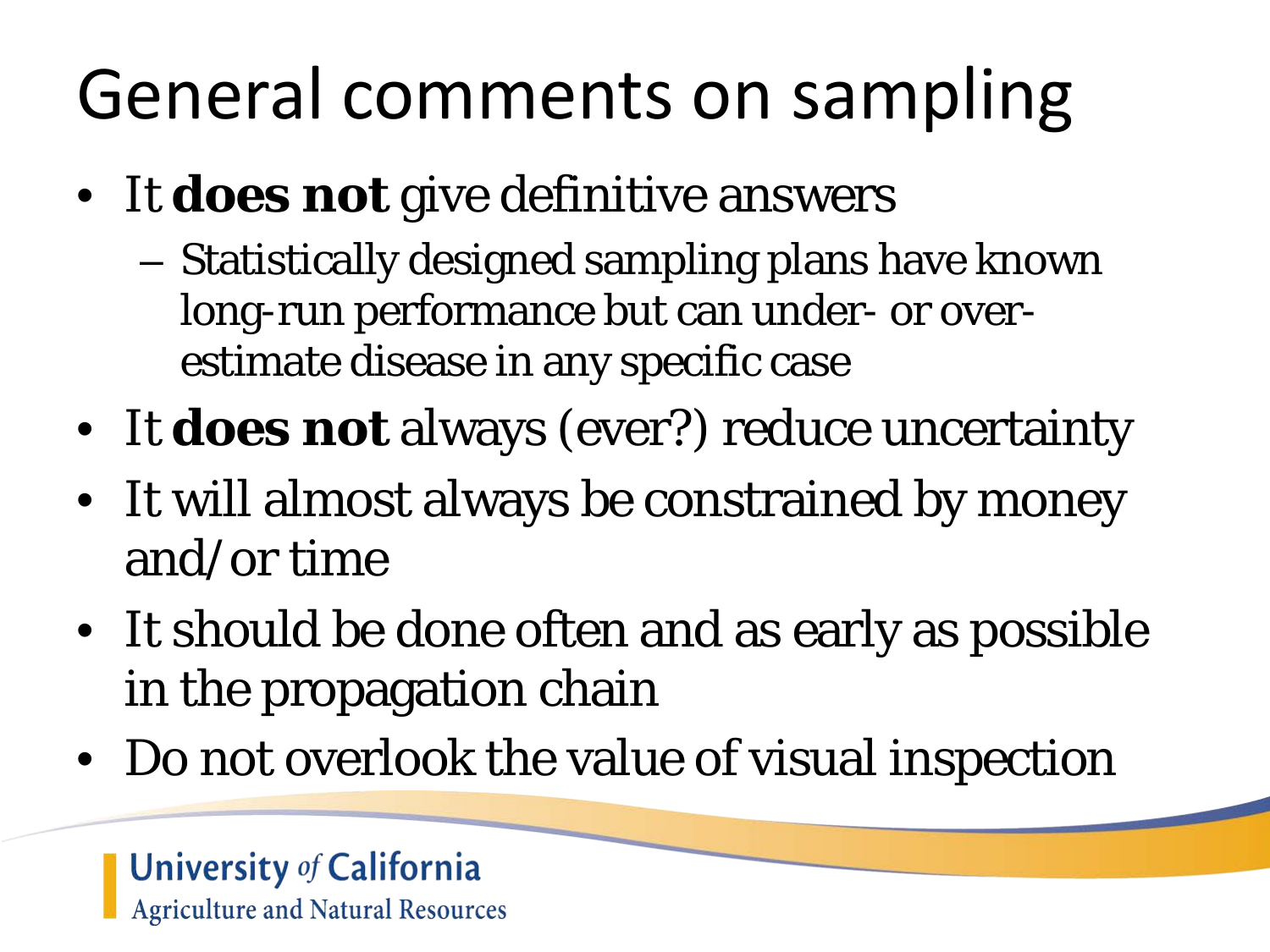# General comments on sampling

- It **does not** give definitive answers
  - Statistically designed sampling plans have known long-run performance but can under- or over-estimate disease in any specific case
- It **does not** always (ever?) reduce uncertainty
- It will almost always be constrained by money and/or time
- It should be done often and as early as possible in the propagation chain
- Do not overlook the value of visual inspection

University of California
Agriculture and Natural Resources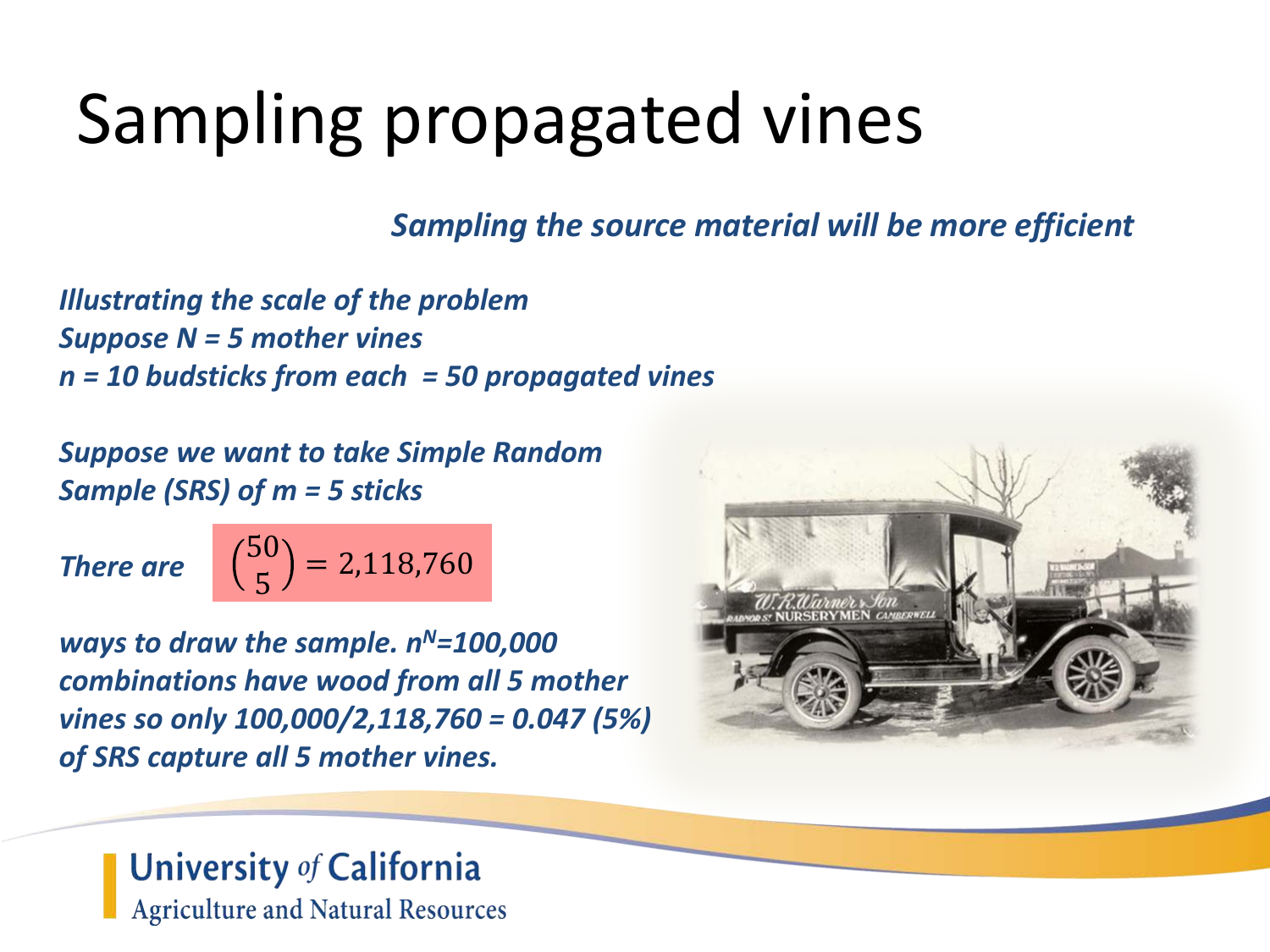# Sampling propagated vines

***Sampling the source material will be more efficient***

***Illustrating the scale of the problem***
***Suppose $N = 5$ mother vines***
***$n = 10$ budsticks from each = 50 propagated vines***

***Suppose we want to take Simple Random Sample (SRS) of $m = 5$ sticks***

***There are*** $\binom{50}{5} = 2{,}118{,}760$

***ways to draw the sample. $n^N$=100,000 combinations have wood from all 5 mother vines so only 100,000/2,118,760 = 0.047 (5%) of SRS capture all 5 mother vines.***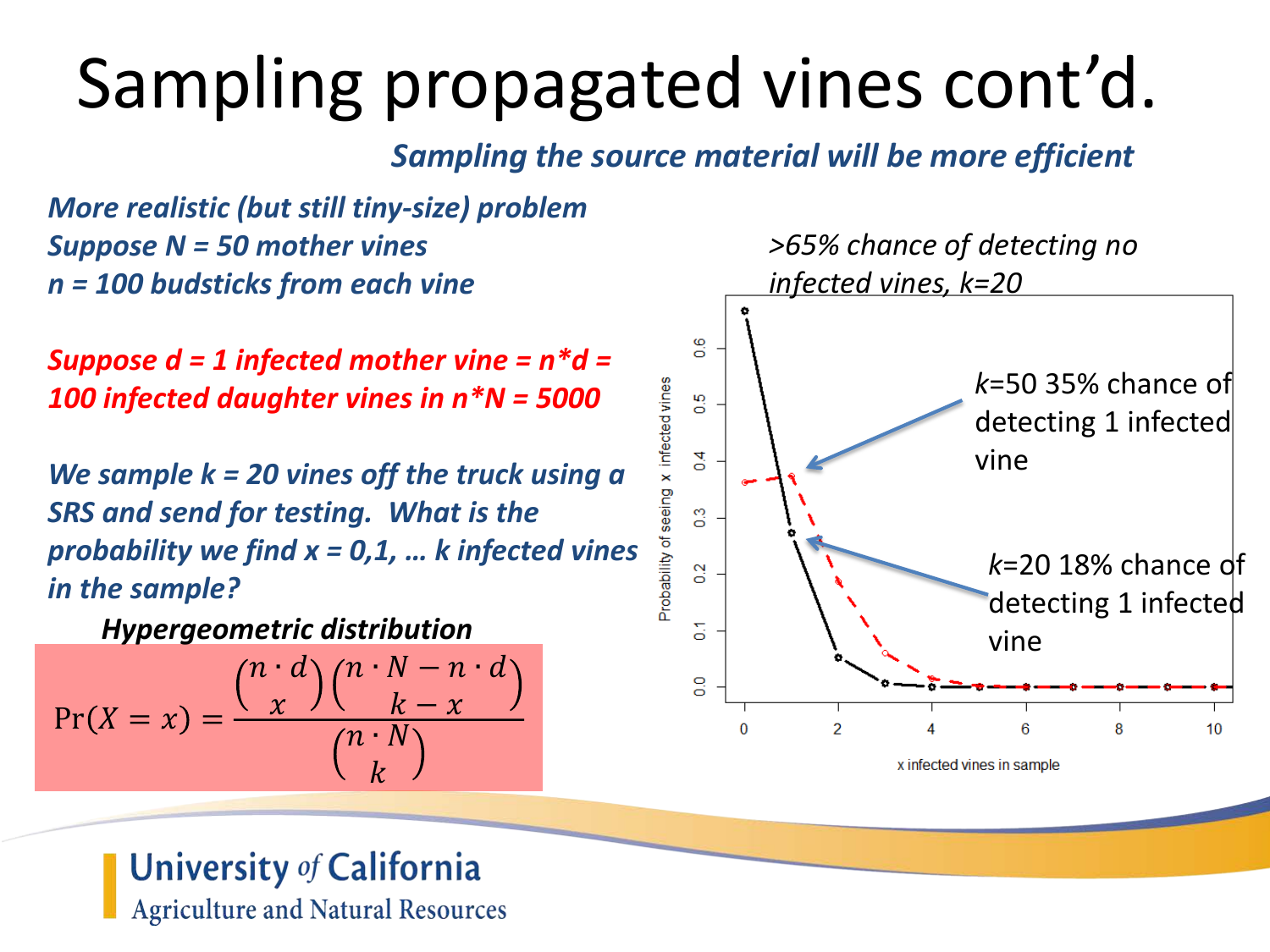# Sampling propagated vines cont'd.

***Sampling the source material will be more efficient***

***More realistic (but still tiny-size) problem***

***Suppose N = 50 mother vines***

***n = 100 budsticks from each vine***

***Suppose d = 1 infected mother vine = n\*d = 100 infected daughter vines in n\*N = 5000***

***We sample k = 20 vines off the truck using a SRS and send for testing. What is the probability we find x = 0,1, … k infected vines in the sample?***

***Hypergeometric distribution***

$$\Pr(X = x) = \frac{\binom{n \cdot d}{x}\binom{n \cdot N - n \cdot d}{k - x}}{\binom{n \cdot N}{k}}$$

*>65% chance of detecting no infected vines, k=20*

*k*=50 35% chance of detecting 1 infected vine

*k*=20 18% chance of detecting 1 infected vine

Probability of seeing x infected vines

x infected vines in sample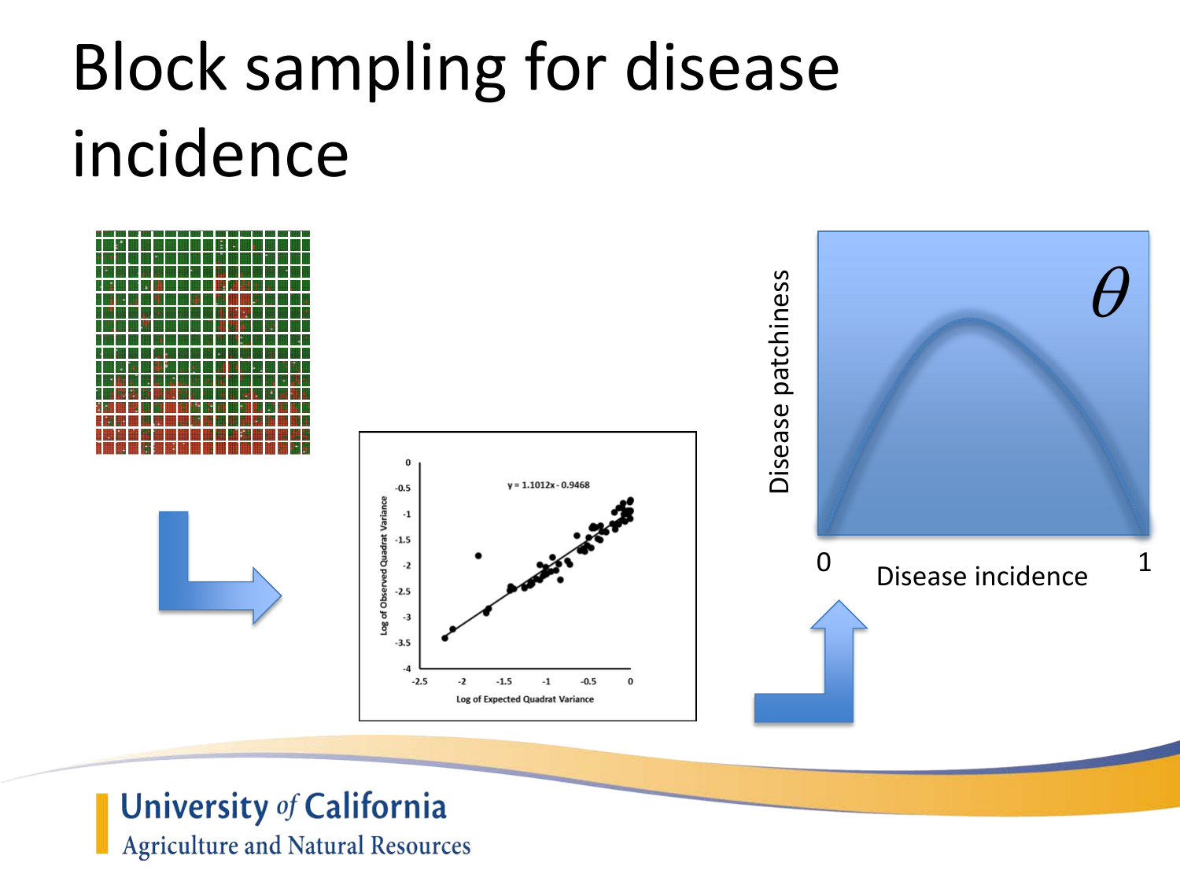# Block sampling for disease incidence

$y = 1.1012x - 0.9468$

Log of Observed Quadrat Variance

Log of Expected Quadrat Variance

$\theta$

Disease patchiness

0 Disease incidence 1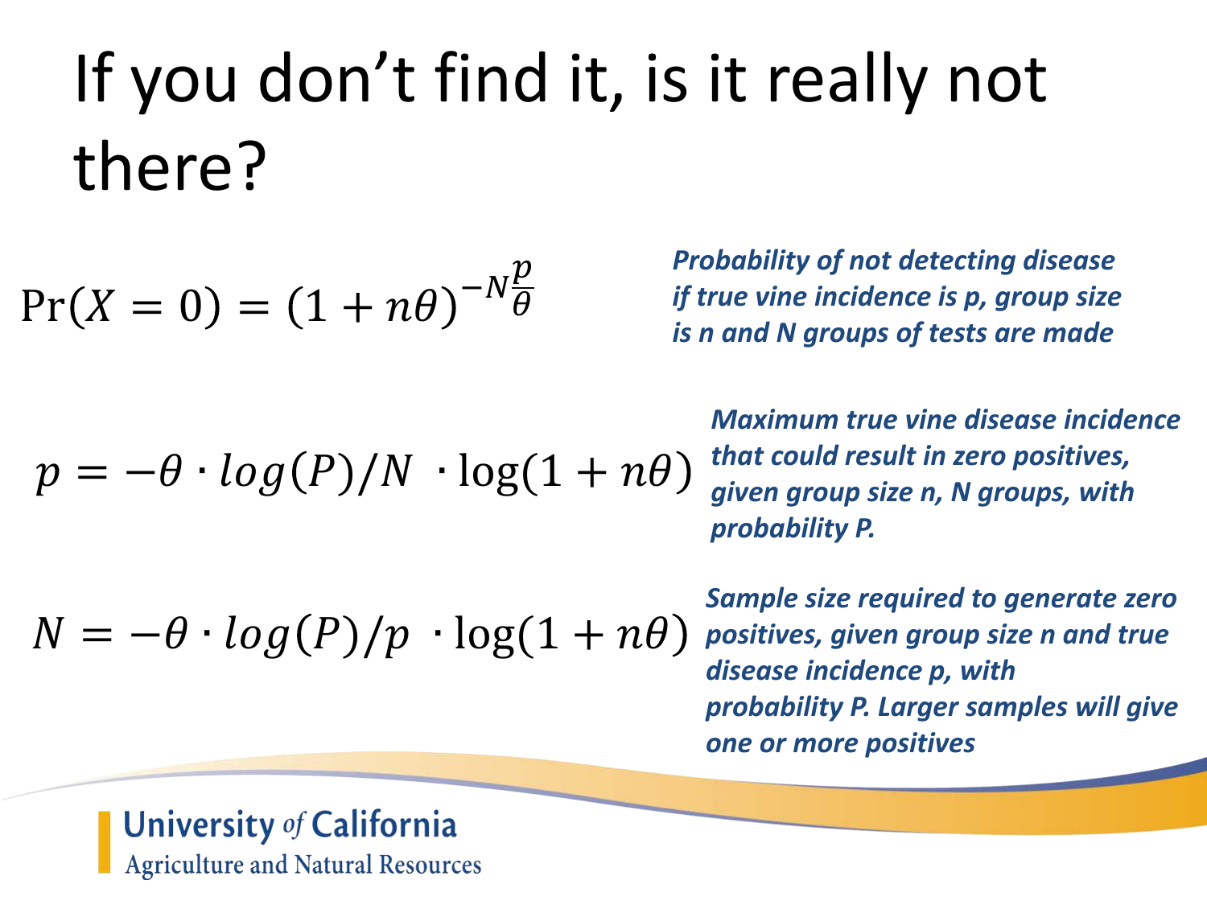# If you don't find it, is it really not there?

$$\Pr(X = 0) = (1 + n\theta)^{-N\frac{p}{\theta}}$$

***Probability of not detecting disease if true vine incidence is p, group size is n and N groups of tests are made***

$$p = -\theta \cdot log(P)/N \ \cdot \log(1 + n\theta)$$

***Maximum true vine disease incidence that could result in zero positives, given group size n, N groups, with probability P.***

$$N = -\theta \cdot log(P)/p \ \cdot \log(1 + n\theta)$$

***Sample size required to generate zero positives, given group size n and true disease incidence p, with probability P. Larger samples will give one or more positives***

University *of* California
Agriculture and Natural Resources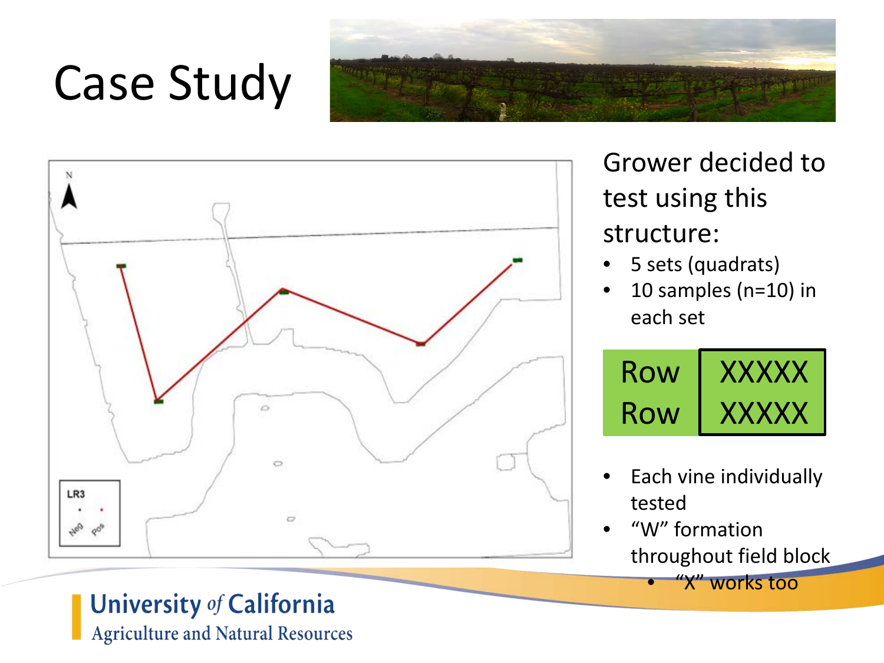# Case Study

Grower decided to test using this structure:

- 5 sets (quadrats)
- 10 samples (n=10) in each set

| Row | XXXXX |
|---|---|
| Row | XXXXX |

- Each vine individually tested
- "W" formation throughout field block
  - "X" works too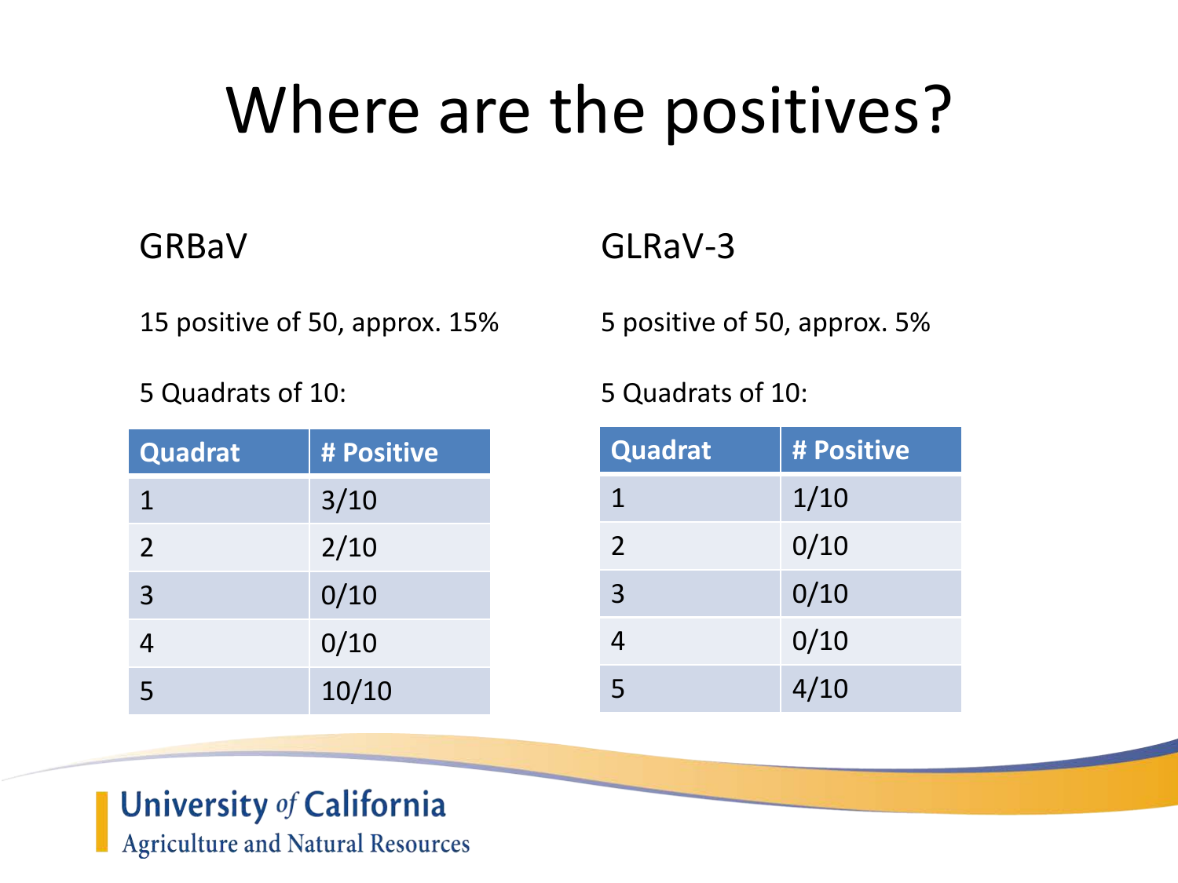# Where are the positives?

## GRBaV

15 positive of 50, approx. 15%

5 Quadrats of 10:

| Quadrat | # Positive |
|---|---|
| 1 | 3/10 |
| 2 | 2/10 |
| 3 | 0/10 |
| 4 | 0/10 |
| 5 | 10/10 |

## GLRaV-3

5 positive of 50, approx. 5%

5 Quadrats of 10:

| Quadrat | # Positive |
|---|---|
| 1 | 1/10 |
| 2 | 0/10 |
| 3 | 0/10 |
| 4 | 0/10 |
| 5 | 4/10 |

University of California
Agriculture and Natural Resources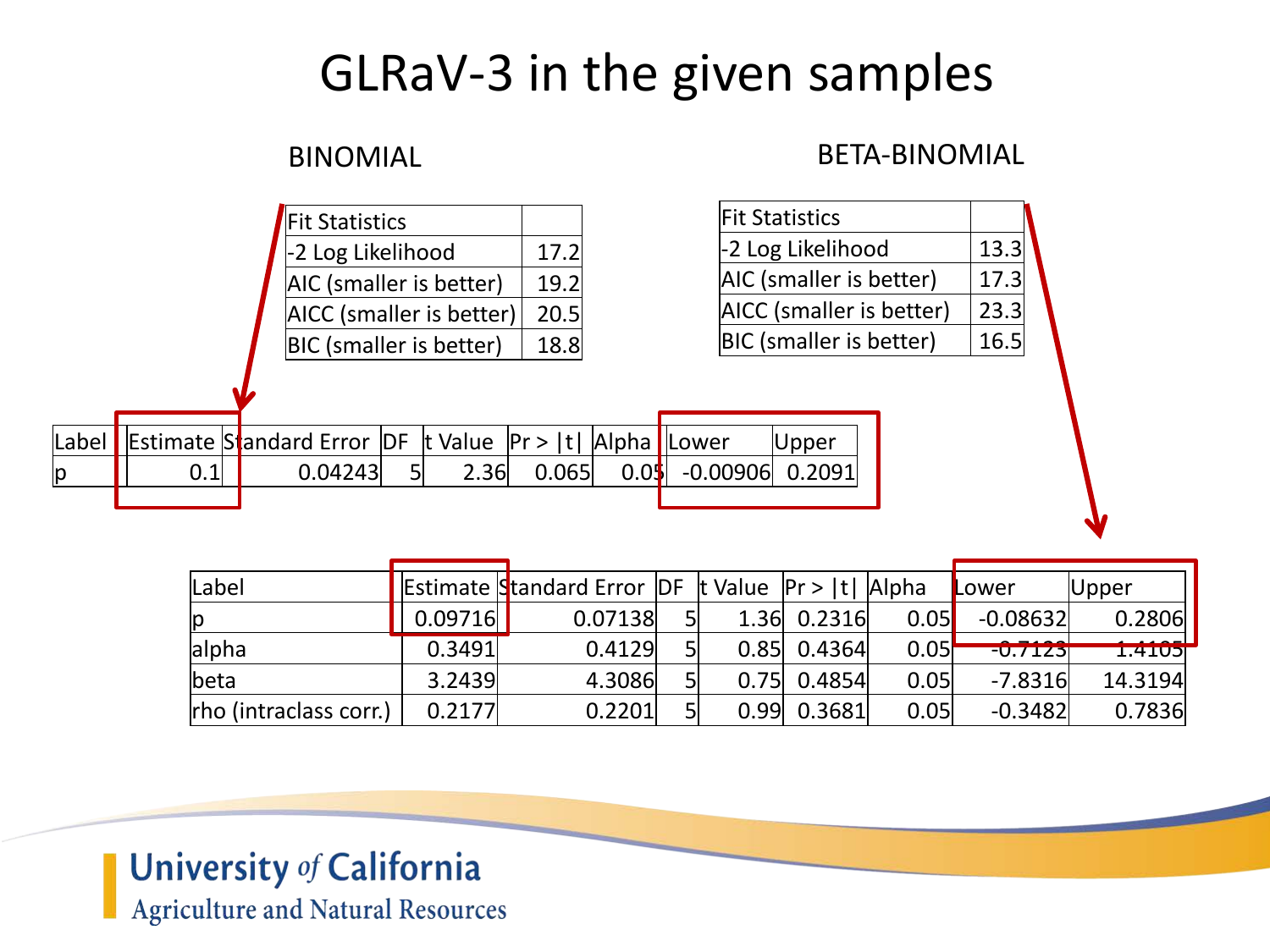# GLRaV-3 in the given samples

## BINOMIAL

| Fit Statistics | |
|---|---|
| -2 Log Likelihood | 17.2 |
| AIC (smaller is better) | 19.2 |
| AICC (smaller is better) | 20.5 |
| BIC (smaller is better) | 18.8 |

| Label | Estimate | Standard Error | DF | t Value | Pr > \|t\| | Alpha | Lower | Upper |
|---|---|---|---|---|---|---|---|---|
| p | 0.1 | 0.04243 | 5 | 2.36 | 0.065 | 0.05 | -0.00906 | 0.2091 |

## BETA-BINOMIAL

| Fit Statistics | |
|---|---|
| -2 Log Likelihood | 13.3 |
| AIC (smaller is better) | 17.3 |
| AICC (smaller is better) | 23.3 |
| BIC (smaller is better) | 16.5 |

| Label | Estimate | Standard Error | DF | t Value | Pr > \|t\| | Alpha | Lower | Upper |
|---|---|---|---|---|---|---|---|---|
| p | 0.09716 | 0.07138 | 5 | 1.36 | 0.2316 | 0.05 | -0.08632 | 0.2806 |
| alpha | 0.3491 | 0.4129 | 5 | 0.85 | 0.4364 | 0.05 | -0.7123 | 1.4105 |
| beta | 3.2439 | 4.3086 | 5 | 0.75 | 0.4854 | 0.05 | -7.8316 | 14.3194 |
| rho (intraclass corr.) | 0.2177 | 0.2201 | 5 | 0.99 | 0.3681 | 0.05 | -0.3482 | 0.7836 |

University *of* California
Agriculture and Natural Resources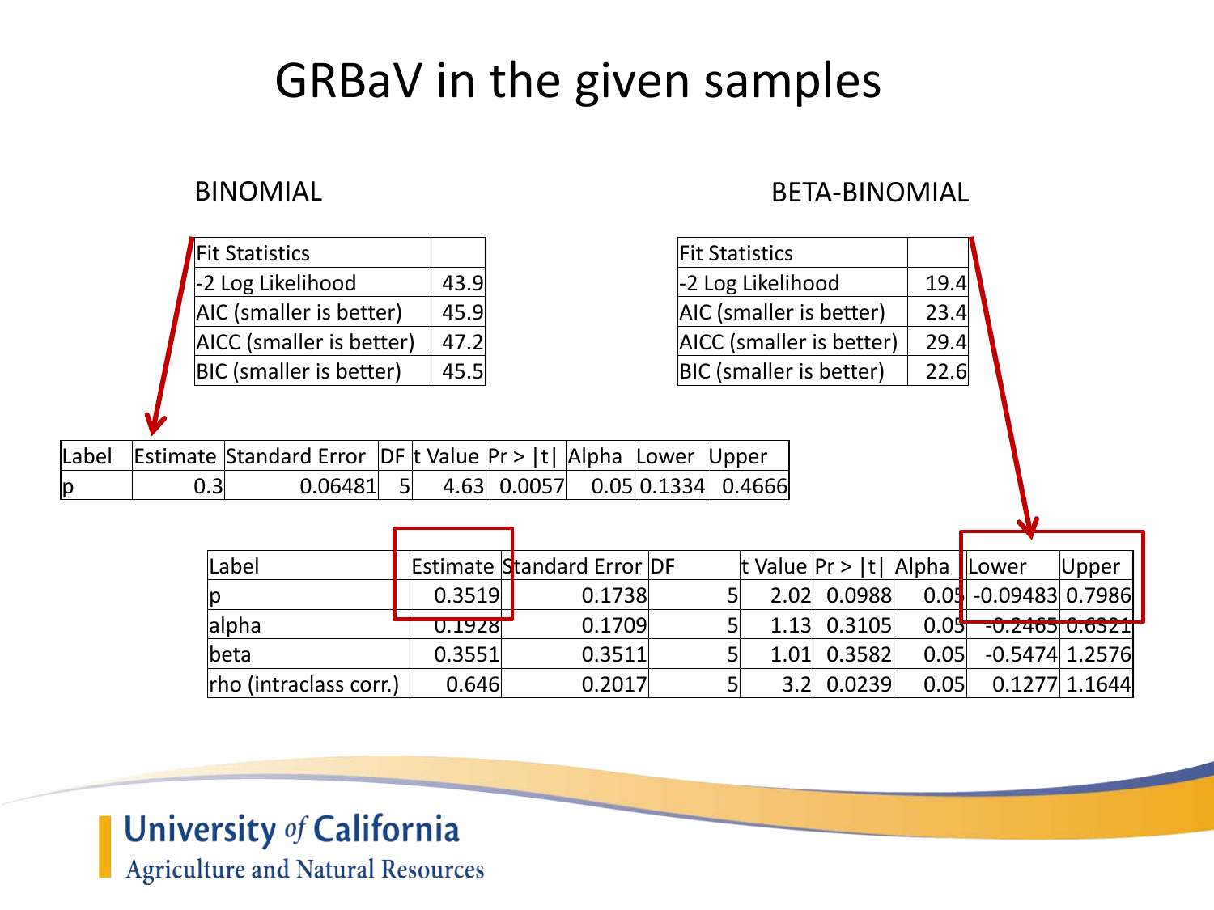# GRBaV in the given samples

## BINOMIAL

| Fit Statistics | |
|---|---|
| -2 Log Likelihood | 43.9 |
| AIC (smaller is better) | 45.9 |
| AICC (smaller is better) | 47.2 |
| BIC (smaller is better) | 45.5 |

| Label | Estimate | Standard Error | DF | t Value | Pr > \|t\| | Alpha | Lower | Upper |
|---|---|---|---|---|---|---|---|---|
| p | 0.3 | 0.06481 | 5 | 4.63 | 0.0057 | 0.05 | 0.1334 | 0.4666 |

## BETA-BINOMIAL

| Fit Statistics | |
|---|---|
| -2 Log Likelihood | 19.4 |
| AIC (smaller is better) | 23.4 |
| AICC (smaller is better) | 29.4 |
| BIC (smaller is better) | 22.6 |

| Label | Estimate | Standard Error | DF | t Value | Pr > \|t\| | Alpha | Lower | Upper |
|---|---|---|---|---|---|---|---|---|
| p | 0.3519 | 0.1738 | 5 | 2.02 | 0.0988 | 0.05 | -0.09483 | 0.7986 |
| alpha | 0.1928 | 0.1709 | 5 | 1.13 | 0.3105 | 0.05 | -0.2465 | 0.6321 |
| beta | 0.3551 | 0.3511 | 5 | 1.01 | 0.3582 | 0.05 | -0.5474 | 1.2576 |
| rho (intraclass corr.) | 0.646 | 0.2017 | 5 | 3.2 | 0.0239 | 0.05 | 0.1277 | 1.1644 |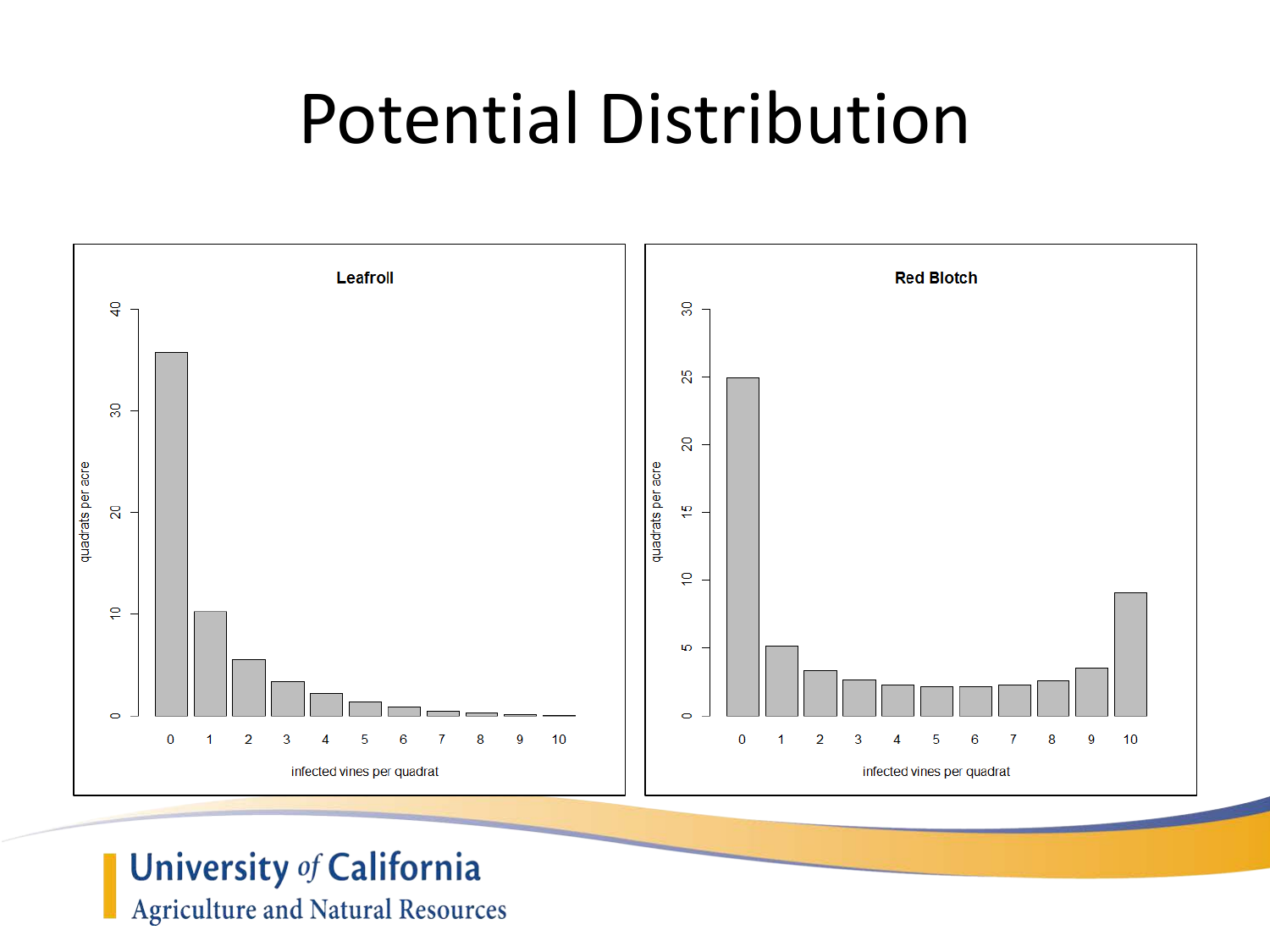# Potential Distribution

**Leafroll**

quadrats per acre (y-axis: 0, 10, 20, 30, 40)

infected vines per quadrat (x-axis: 0, 1, 2, 3, 4, 5, 6, 7, 8, 9, 10)

**Red Blotch**

quadrats per acre (y-axis: 0, 5, 10, 15, 20, 25, 30)

infected vines per quadrat (x-axis: 0, 1, 2, 3, 4, 5, 6, 7, 8, 9, 10)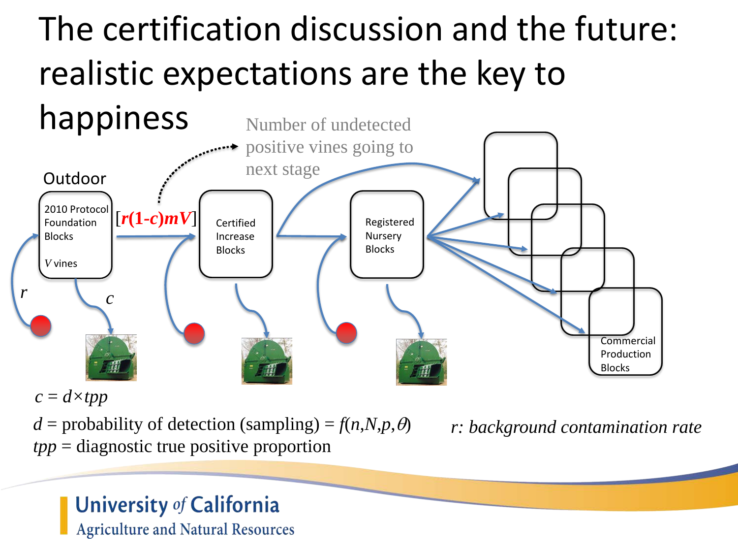# The certification discussion and the future: realistic expectations are the key to happiness

Outdoor

2010 Protocol Foundation Blocks

$V$ vines

$[r(1\text{-}c)mV]$

Number of undetected positive vines going to next stage

Certified Increase Blocks

Registered Nursery Blocks

Commercial Production Blocks

$r$

$c$

$c = d \times tpp$

$d$ = probability of detection (sampling) = $f(n,N,p,\theta)$

$tpp$ = diagnostic true positive proportion

*r: background contamination rate*

University *of* California
Agriculture and Natural Resources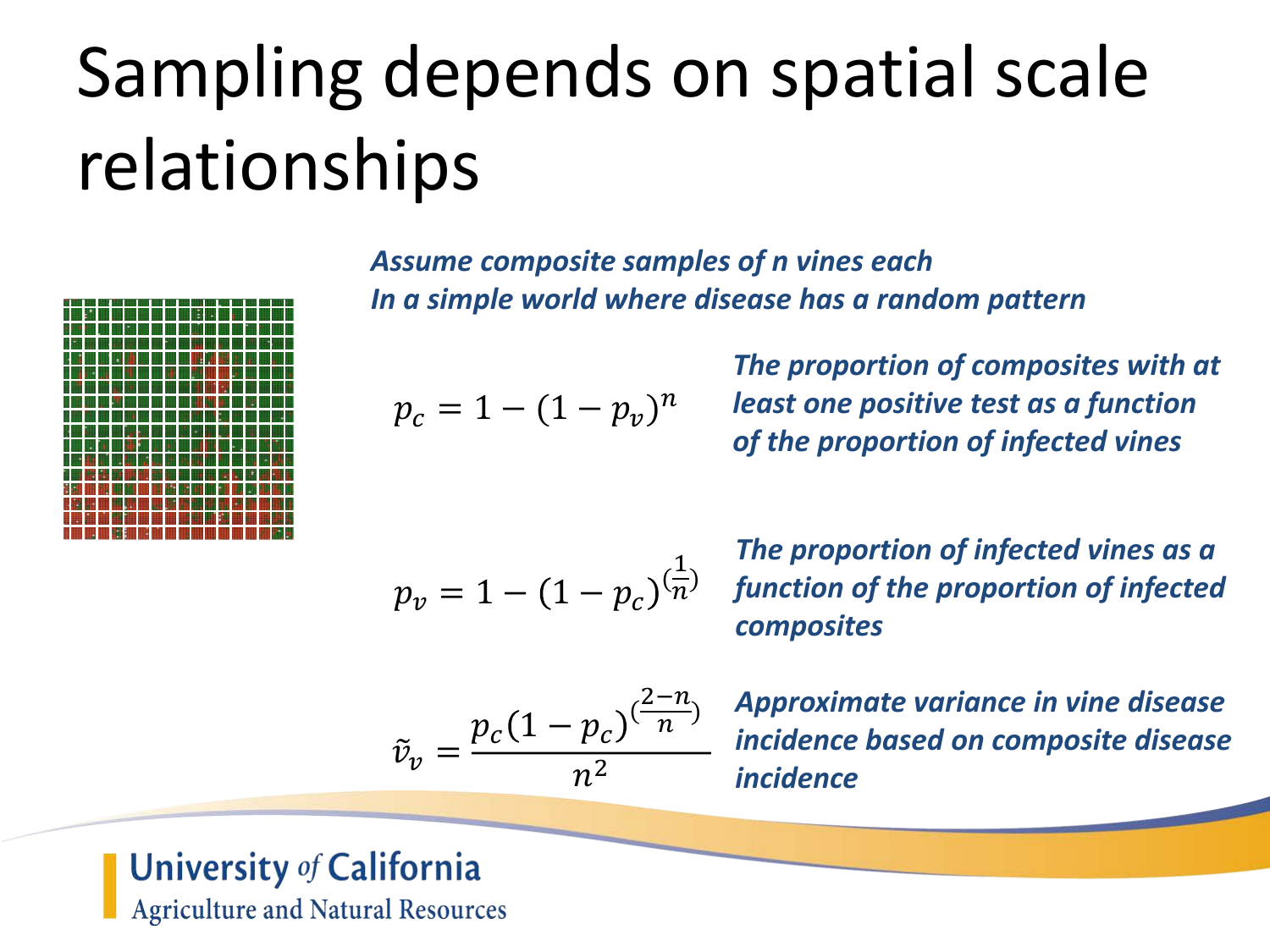# Sampling depends on spatial scale relationships

***Assume composite samples of n vines each***
***In a simple world where disease has a random pattern***

$$p_c = 1 - (1 - p_v)^n$$

***The proportion of composites with at least one positive test as a function of the proportion of infected vines***

$$p_v = 1 - (1 - p_c)^{\left(\frac{1}{n}\right)}$$

***The proportion of infected vines as a function of the proportion of infected composites***

$$\tilde{v}_v = \frac{p_c (1 - p_c)^{\left(\frac{2-n}{n}\right)}}{n^2}$$

***Approximate variance in vine disease incidence based on composite disease incidence***

University *of* California
Agriculture and Natural Resources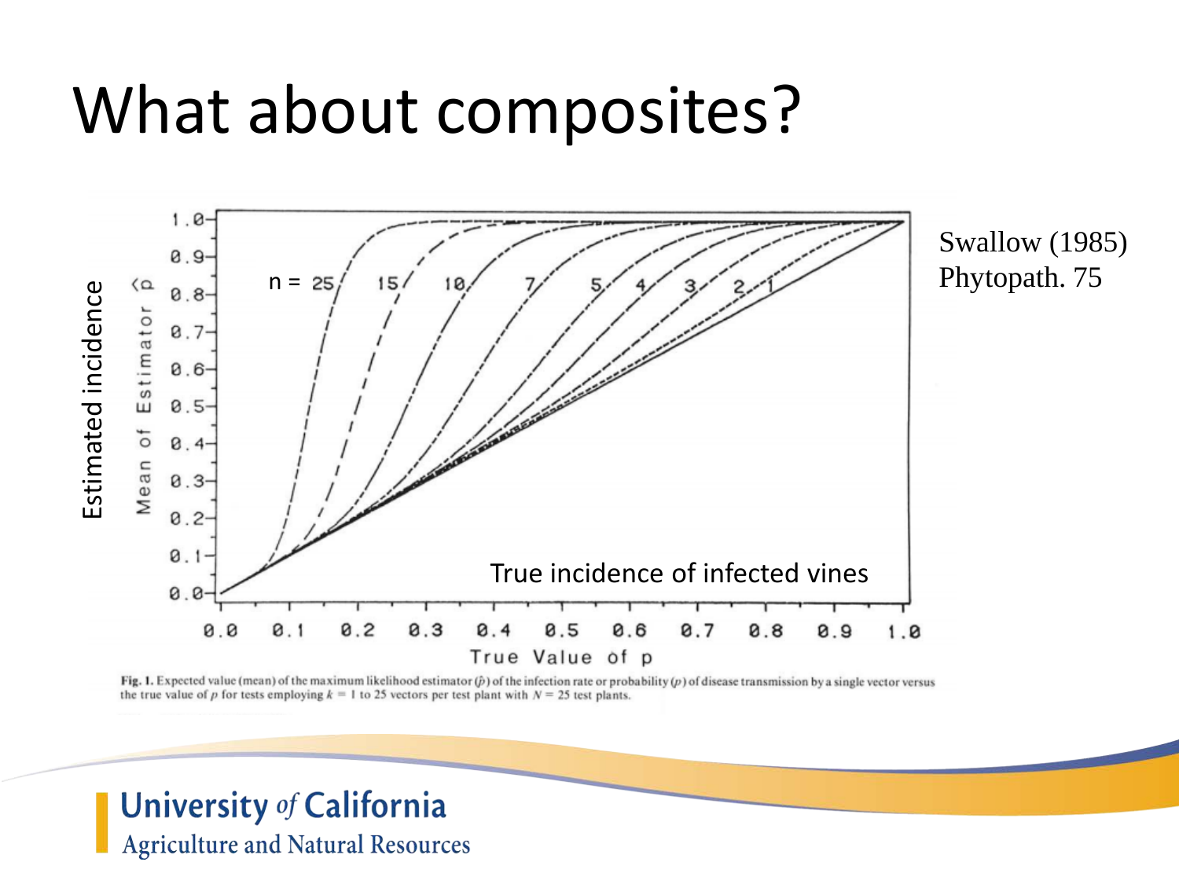# What about composites?

Swallow (1985) Phytopath. 75

Estimated incidence

True incidence of infected vines

**Fig. 1.** Expected value (mean) of the maximum likelihood estimator ($\hat{p}$) of the infection rate or probability ($p$) of disease transmission by a single vector versus the true value of $p$ for tests employing $k = 1$ to 25 vectors per test plant with $N = 25$ test plants.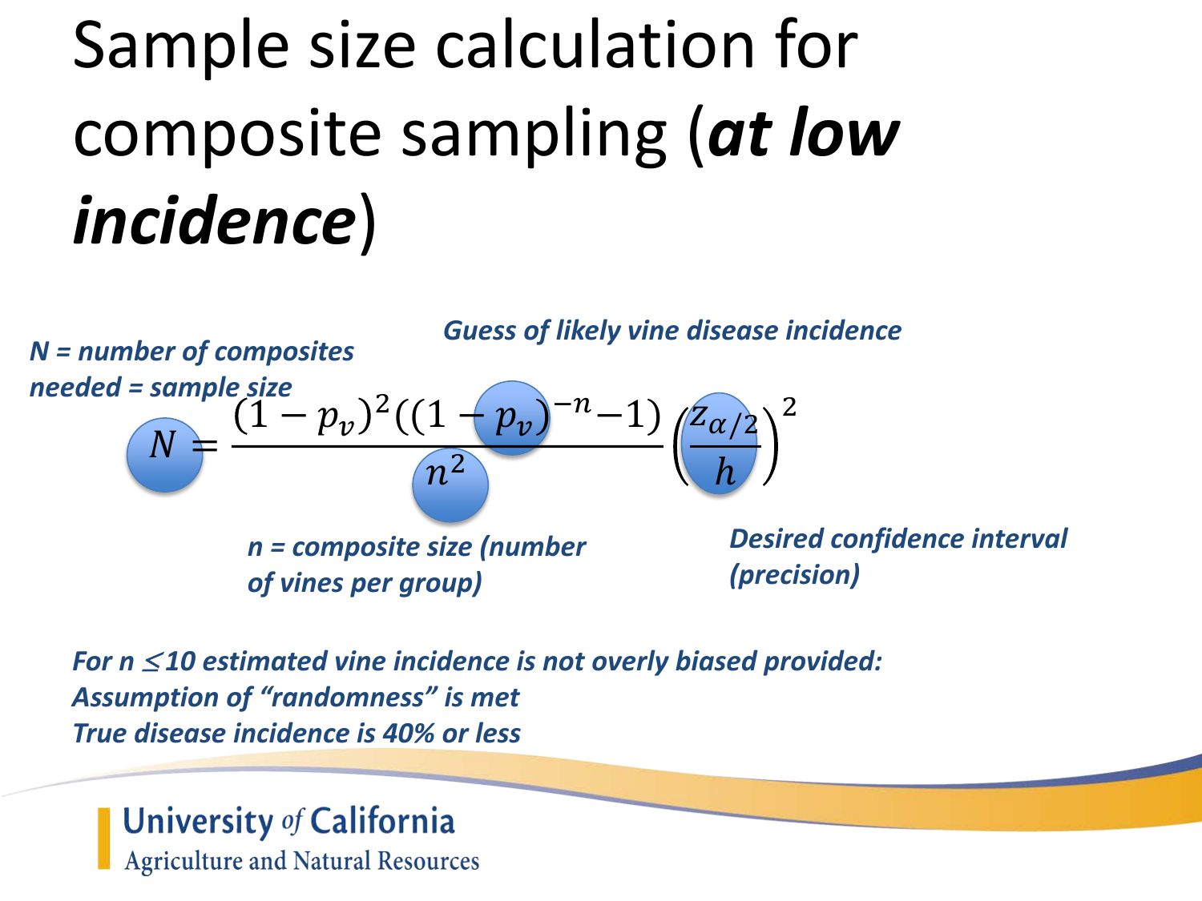# Sample size calculation for composite sampling (***at low incidence***)

*Guess of likely vine disease incidence*

***N = number of composites needed = sample size***

$$N = \frac{(1 - p_v)^2((1 - p_v)^{-n} - 1)}{n^2}\left(\frac{z_{\alpha/2}}{h}\right)^2$$

***n = composite size (number of vines per group)***

***Desired confidence interval (precision)***

***For n ≤10 estimated vine incidence is not overly biased provided:***
***Assumption of "randomness" is met***
***True disease incidence is 40% or less***

University of California
Agriculture and Natural Resources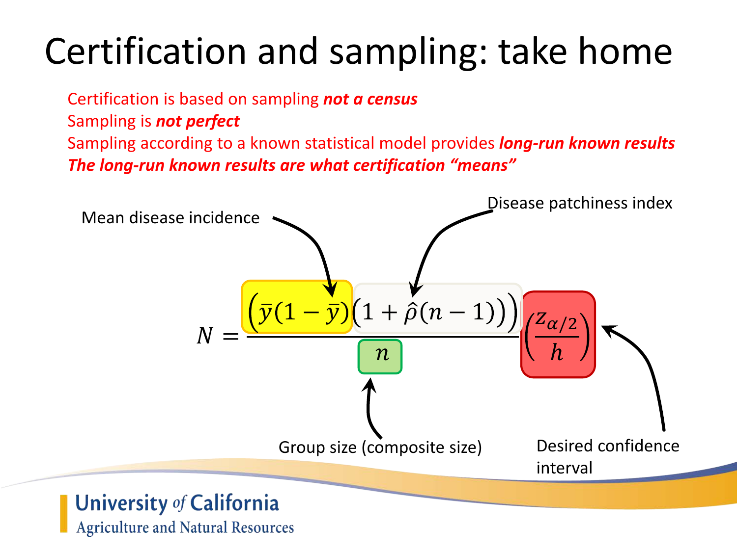# Certification and sampling: take home

Certification is based on sampling ***not a census***

Sampling is ***not perfect***

Sampling according to a known statistical model provides ***long-run known results***

***The long-run known results are what certification "means"***

$$N = \frac{\left(\bar{y}(1-\bar{y})\left(1+\hat{\rho}(n-1)\right)\right)}{n}\left(\frac{z_{\alpha/2}}{h}\right)$$

- Mean disease incidence: $\bar{y}(1-\bar{y})$
- Disease patchiness index: $\left(1+\hat{\rho}(n-1)\right)$
- Group size (composite size): $n$
- Desired confidence interval: $\left(\frac{z_{\alpha/2}}{h}\right)$

University of California
Agriculture and Natural Resources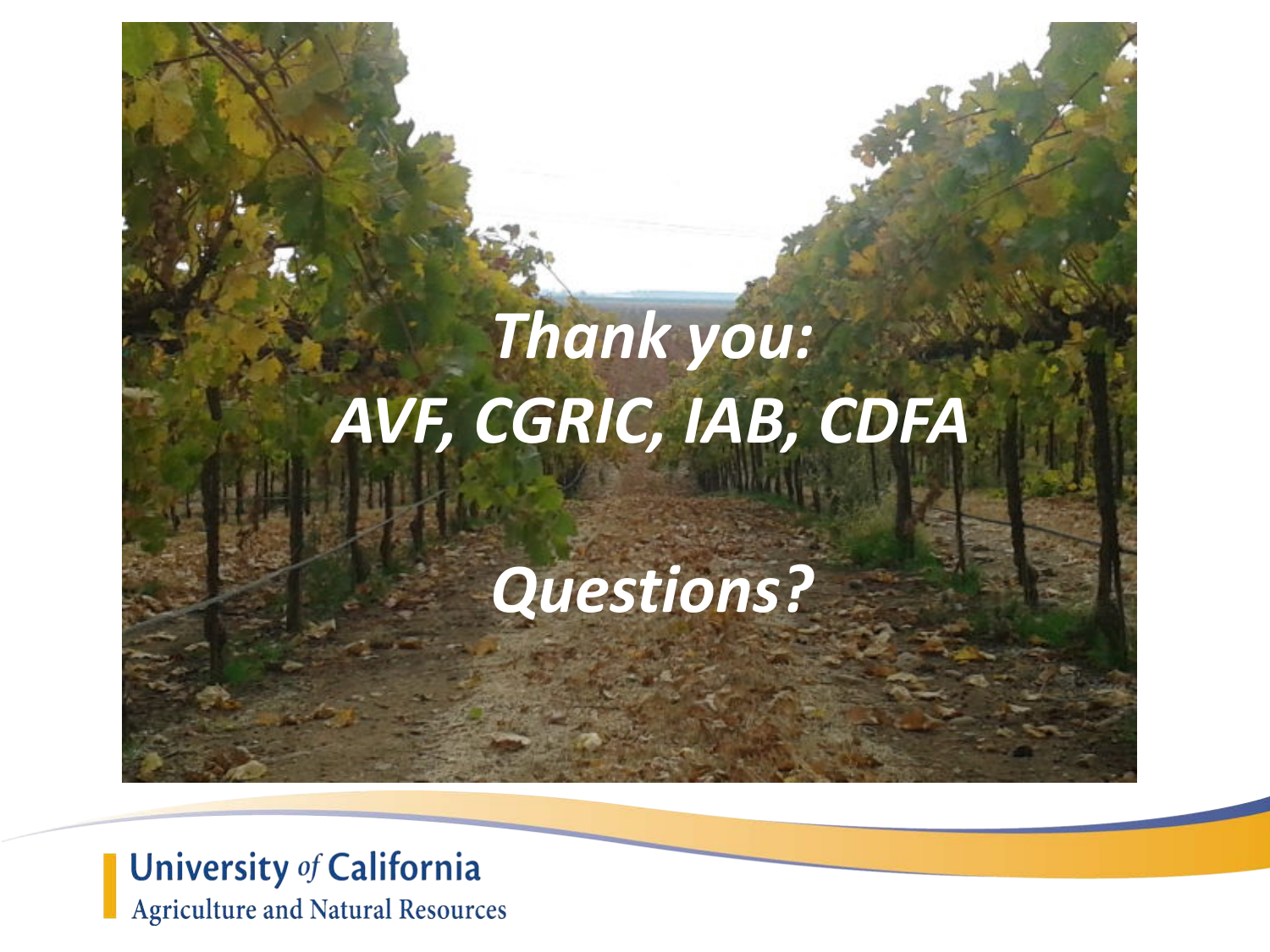*Thank you:*

*AVF, CGRIC, IAB, CDFA*

*Questions?*

University *of* California

Agriculture and Natural Resources